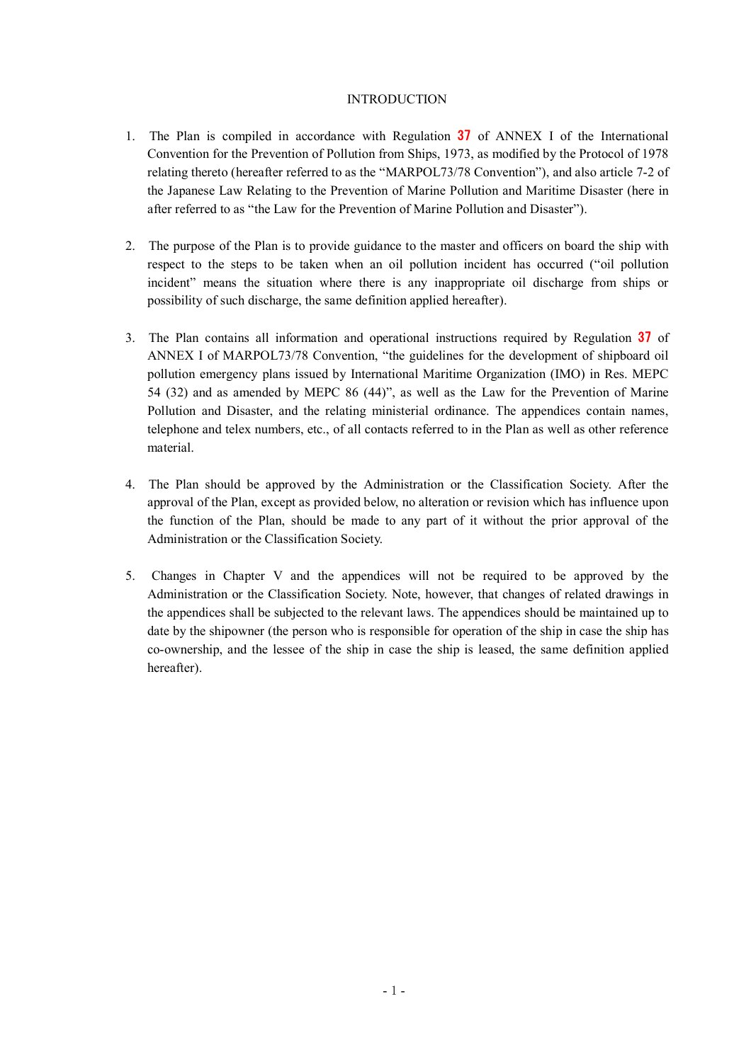# INTRODUCTION

1. The Plan is compiled in accordance with Regulation **37** of ANNEX I of the International Convention for the Prevention of Pollution from Ships, 1973, as modified by the Protocol of 1978 relating thereto (hereafter referred to as the "MARPOL73/78 Convention"), and also article 7-2 of the Japanese Law Relating to the Prevention of Marine Pollution and Maritime Disaster (here in after referred to as "the Law for the Prevention of Marine Pollution and Disaster").

2. The purpose of the Plan is to provide guidance to the master and officers on board the ship with respect to the steps to be taken when an oil pollution incident has occurred ("oil pollution incident" means the situation where there is any inappropriate oil discharge from ships or possibility of such discharge, the same definition applied hereafter).

3. The Plan contains all information and operational instructions required by Regulation **37** of ANNEX I of MARPOL73/78 Convention, "the guidelines for the development of shipboard oil pollution emergency plans issued by International Maritime Organization (IMO) in Res. MEPC 54 (32) and as amended by MEPC 86 (44)", as well as the Law for the Prevention of Marine Pollution and Disaster, and the relating ministerial ordinance. The appendices contain names, telephone and telex numbers, etc., of all contacts referred to in the Plan as well as other reference material.

4. The Plan should be approved by the Administration or the Classification Society. After the approval of the Plan, except as provided below, no alteration or revision which has influence upon the function of the Plan, should be made to any part of it without the prior approval of the Administration or the Classification Society.

5. Changes in Chapter V and the appendices will not be required to be approved by the Administration or the Classification Society. Note, however, that changes of related drawings in the appendices shall be subjected to the relevant laws. The appendices should be maintained up to date by the shipowner (the person who is responsible for operation of the ship in case the ship has co-ownership, and the lessee of the ship in case the ship is leased, the same definition applied hereafter).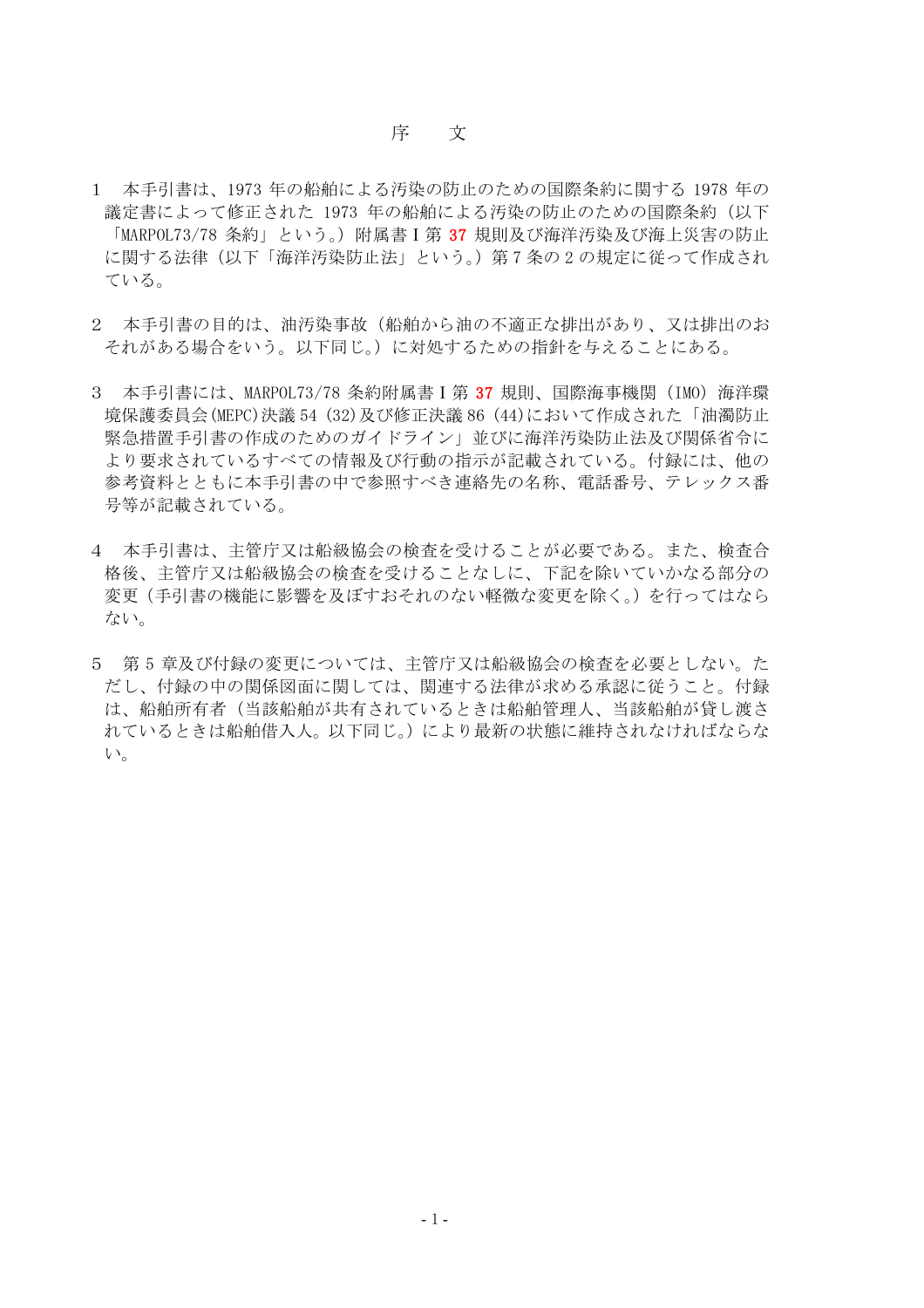# 序　文

1　本手引書は、1973 年の船舶による汚染の防止のための国際条約に関する 1978 年の議定書によって修正された 1973 年の船舶による汚染の防止のための国際条約（以下「MARPOL73/78 条約」という。）附属書 I 第 37 規則及び海洋汚染及び海上災害の防止に関する法律（以下「海洋汚染防止法」という。）第 7 条の 2 の規定に従って作成されている。

2　本手引書の目的は、油汚染事故（船舶から油の不適正な排出があり、又は排出のおそれがある場合をいう。以下同じ。）に対処するための指針を与えることにある。

3　本手引書には、MARPOL73/78 条約附属書 I 第 37 規則、国際海事機関（IMO）海洋環境保護委員会(MEPC)決議 54 (32)及び修正決議 86 (44)において作成された「油濁防止緊急措置手引書の作成のためのガイドライン」並びに海洋汚染防止法及び関係省令により要求されているすべての情報及び行動の指示が記載されている。付録には、他の参考資料とともに本手引書の中で参照すべき連絡先の名称、電話番号、テレックス番号等が記載されている。

4　本手引書は、主管庁又は船級協会の検査を受けることが必要である。また、検査合格後、主管庁又は船級協会の検査を受けることなしに、下記を除いていかなる部分の変更（手引書の機能に影響を及ぼすおそれのない軽微な変更を除く。）を行ってはならない。

5　第 5 章及び付録の変更については、主管庁又は船級協会の検査を必要としない。ただし、付録の中の関係図面に関しては、関連する法律が求める承認に従うこと。付録は、船舶所有者（当該船舶が共有されているときは船舶管理人、当該船舶が貸し渡されているときは船舶借入人。以下同じ。）により最新の状態に維持されなければならない。